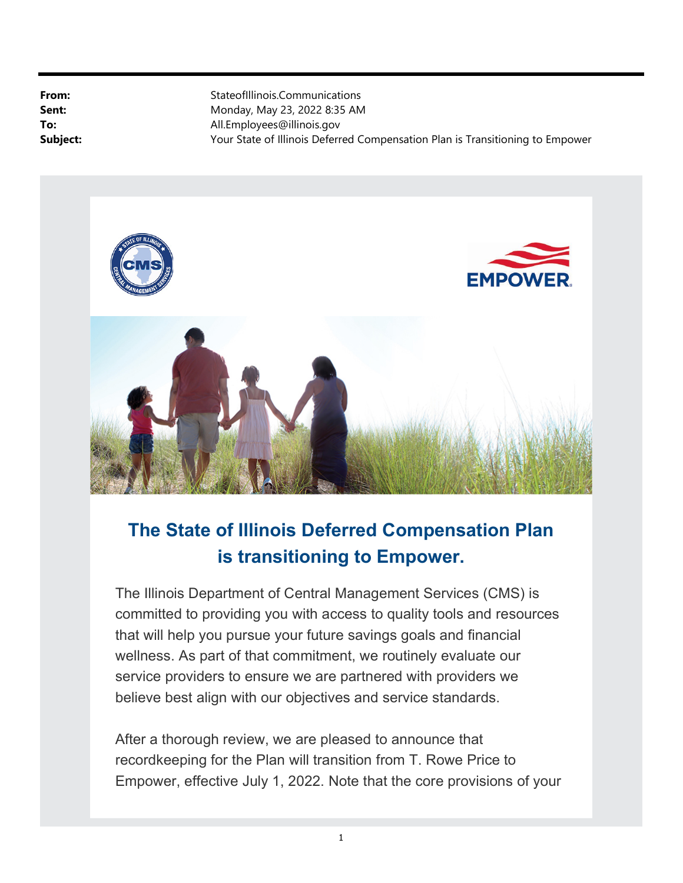| | |
|---|---|
| **From:** | StateofIllinois.Communications |
| **Sent:** | Monday, May 23, 2022 8:35 AM |
| **To:** | All.Employees@illinois.gov |
| **Subject:** | Your State of Illinois Deferred Compensation Plan is Transitioning to Empower |

## The State of Illinois Deferred Compensation Plan is transitioning to Empower.

The Illinois Department of Central Management Services (CMS) is committed to providing you with access to quality tools and resources that will help you pursue your future savings goals and financial wellness. As part of that commitment, we routinely evaluate our service providers to ensure we are partnered with providers we believe best align with our objectives and service standards.

After a thorough review, we are pleased to announce that recordkeeping for the Plan will transition from T. Rowe Price to Empower, effective July 1, 2022. Note that the core provisions of your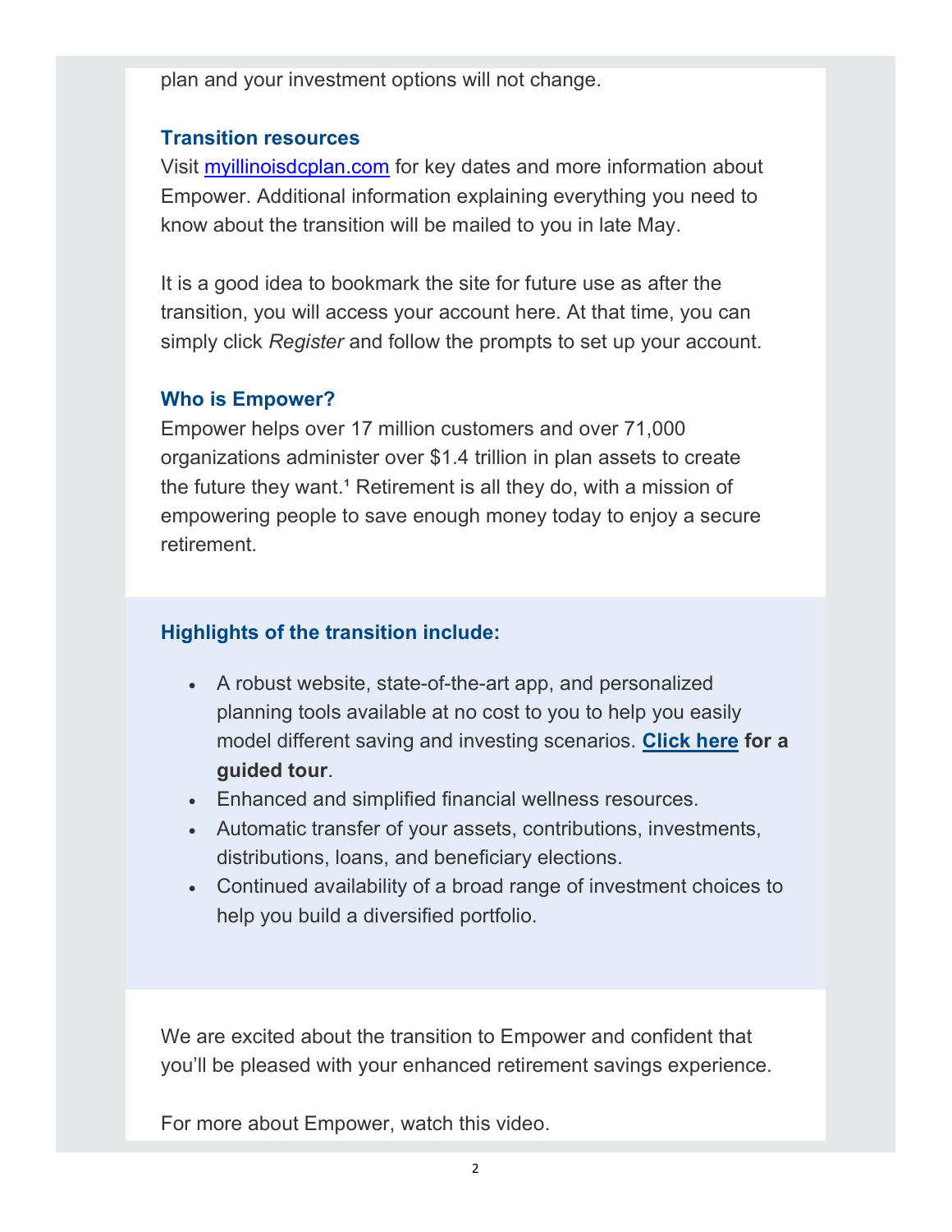plan and your investment options will not change.

### Transition resources

Visit myillinoisdcplan.com for key dates and more information about Empower. Additional information explaining everything you need to know about the transition will be mailed to you in late May.

It is a good idea to bookmark the site for future use as after the transition, you will access your account here. At that time, you can simply click *Register* and follow the prompts to set up your account.

### Who is Empower?

Empower helps over 17 million customers and over 71,000 organizations administer over $1.4 trillion in plan assets to create the future they want.[1] Retirement is all they do, with a mission of empowering people to save enough money today to enjoy a secure retirement.

### Highlights of the transition include:

- A robust website, state-of-the-art app, and personalized planning tools available at no cost to you to help you easily model different saving and investing scenarios. **Click here for a guided tour**.
- Enhanced and simplified financial wellness resources.
- Automatic transfer of your assets, contributions, investments, distributions, loans, and beneficiary elections.
- Continued availability of a broad range of investment choices to help you build a diversified portfolio.

We are excited about the transition to Empower and confident that you'll be pleased with your enhanced retirement savings experience.

For more about Empower, watch this video.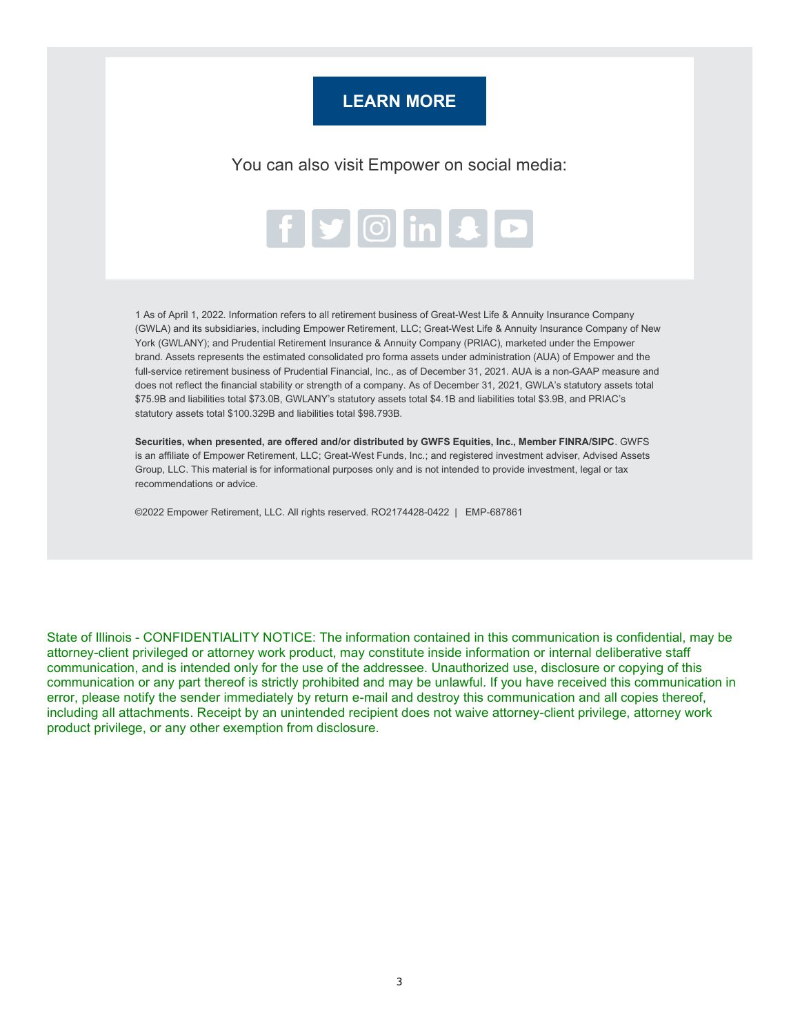**LEARN MORE**

You can also visit Empower on social media:

1 As of April 1, 2022. Information refers to all retirement business of Great-West Life & Annuity Insurance Company (GWLA) and its subsidiaries, including Empower Retirement, LLC; Great-West Life & Annuity Insurance Company of New York (GWLANY); and Prudential Retirement Insurance & Annuity Company (PRIAC), marketed under the Empower brand. Assets represents the estimated consolidated pro forma assets under administration (AUA) of Empower and the full-service retirement business of Prudential Financial, Inc., as of December 31, 2021. AUA is a non-GAAP measure and does not reflect the financial stability or strength of a company. As of December 31, 2021, GWLA's statutory assets total $75.9B and liabilities total $73.0B, GWLANY's statutory assets total $4.1B and liabilities total $3.9B, and PRIAC's statutory assets total $100.329B and liabilities total $98.793B.

**Securities, when presented, are offered and/or distributed by GWFS Equities, Inc., Member FINRA/SIPC**. GWFS is an affiliate of Empower Retirement, LLC; Great-West Funds, Inc.; and registered investment adviser, Advised Assets Group, LLC. This material is for informational purposes only and is not intended to provide investment, legal or tax recommendations or advice.

©2022 Empower Retirement, LLC. All rights reserved. RO2174428-0422 | EMP-687861

State of Illinois - CONFIDENTIALITY NOTICE: The information contained in this communication is confidential, may be attorney-client privileged or attorney work product, may constitute inside information or internal deliberative staff communication, and is intended only for the use of the addressee. Unauthorized use, disclosure or copying of this communication or any part thereof is strictly prohibited and may be unlawful. If you have received this communication in error, please notify the sender immediately by return e-mail and destroy this communication and all copies thereof, including all attachments. Receipt by an unintended recipient does not waive attorney-client privilege, attorney work product privilege, or any other exemption from disclosure.